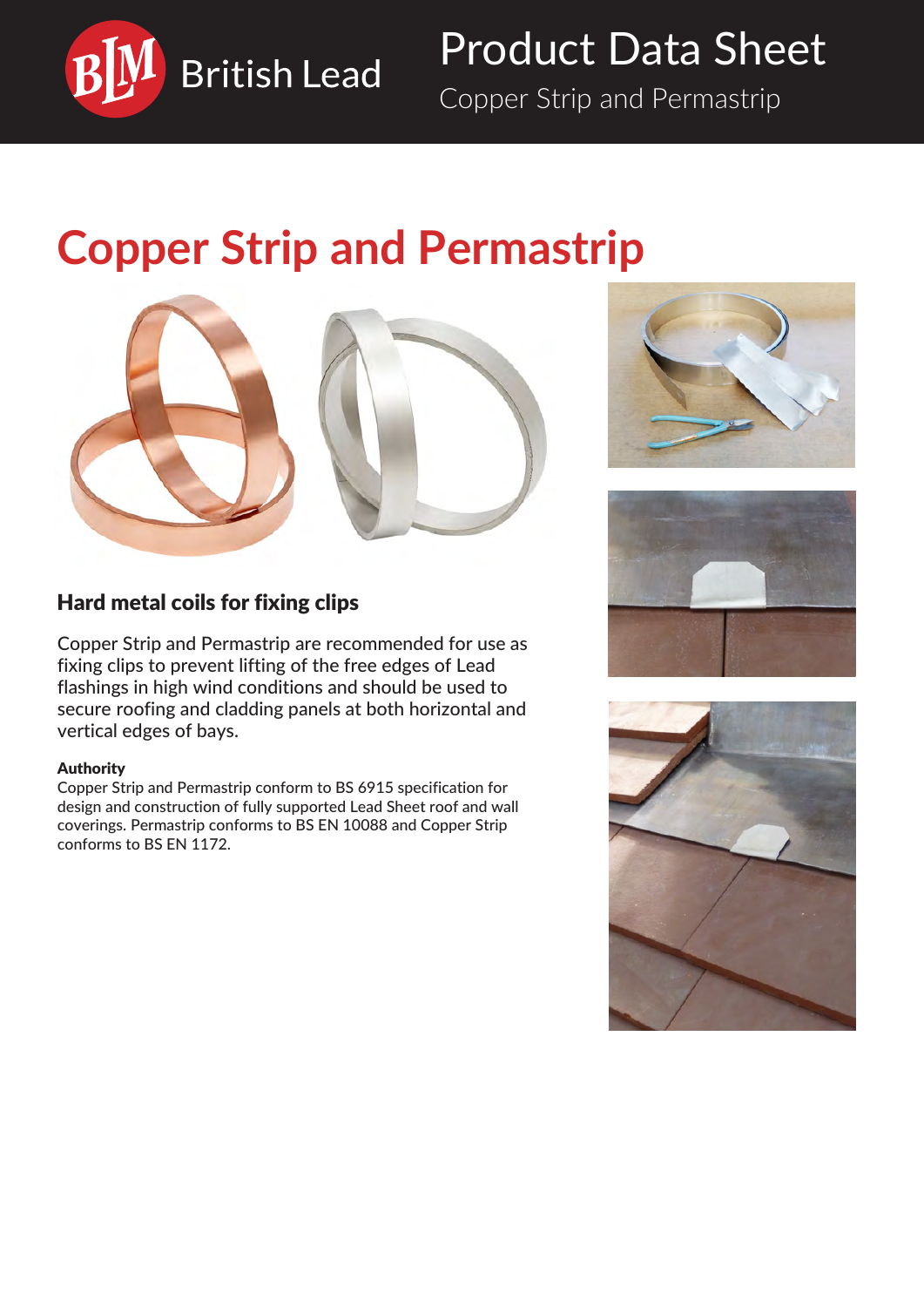# Product Data Sheet

Copper Strip and Permastrip

# Copper Strip and Permastrip

## Hard metal coils for fixing clips

Copper Strip and Permastrip are recommended for use as fixing clips to prevent lifting of the free edges of Lead flashings in high wind conditions and should be used to secure roofing and cladding panels at both horizontal and vertical edges of bays.

**Authority**

Copper Strip and Permastrip conform to BS 6915 specification for design and construction of fully supported Lead Sheet roof and wall coverings. Permastrip conforms to BS EN 10088 and Copper Strip conforms to BS EN 1172.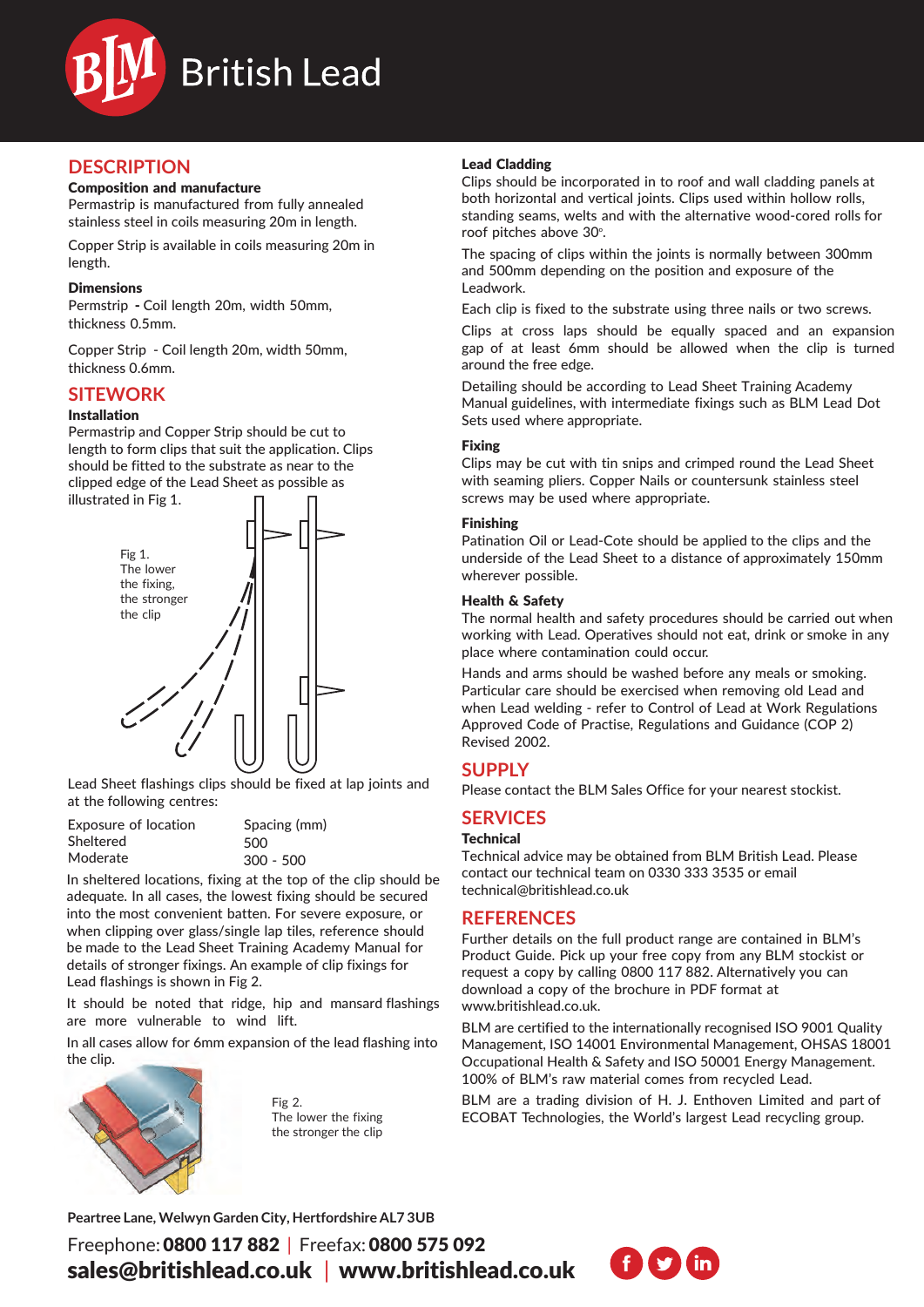## DESCRIPTION

**Composition and manufacture**

Permastrip is manufactured from fully annealed stainless steel in coils measuring 20m in length.

Copper Strip is available in coils measuring 20m in length.

**Dimensions**

Permstrip - Coil length 20m, width 50mm, thickness 0.5mm.

Copper Strip - Coil length 20m, width 50mm, thickness 0.6mm.

## SITEWORK

**Installation**

Permastrip and Copper Strip should be cut to length to form clips that suit the application. Clips should be fitted to the substrate as near to the clipped edge of the Lead Sheet as possible as illustrated in Fig 1.

Fig 1.
The lower the fixing, the stronger the clip

Lead Sheet flashings clips should be fixed at lap joints and at the following centres:

| Exposure of location | Spacing (mm) |
|---|---|
| Sheltered | 500 |
| Moderate | 300 - 500 |

In sheltered locations, fixing at the top of the clip should be adequate. In all cases, the lowest fixing should be secured into the most convenient batten. For severe exposure, or when clipping over glass/single lap tiles, reference should be made to the Lead Sheet Training Academy Manual for details of stronger fixings. An example of clip fixings for Lead flashings is shown in Fig 2.

It should be noted that ridge, hip and mansard flashings are more vulnerable to wind lift.

In all cases allow for 6mm expansion of the lead flashing into the clip.

Fig 2.
The lower the fixing the stronger the clip

**Lead Cladding**

Clips should be incorporated in to roof and wall cladding panels at both horizontal and vertical joints. Clips used within hollow rolls, standing seams, welts and with the alternative wood-cored rolls for roof pitches above 30°.

The spacing of clips within the joints is normally between 300mm and 500mm depending on the position and exposure of the Leadwork.

Each clip is fixed to the substrate using three nails or two screws.

Clips at cross laps should be equally spaced and an expansion gap of at least 6mm should be allowed when the clip is turned around the free edge.

Detailing should be according to Lead Sheet Training Academy Manual guidelines, with intermediate fixings such as BLM Lead Dot Sets used where appropriate.

**Fixing**

Clips may be cut with tin snips and crimped round the Lead Sheet with seaming pliers. Copper Nails or countersunk stainless steel screws may be used where appropriate.

**Finishing**

Patination Oil or Lead-Cote should be applied to the clips and the underside of the Lead Sheet to a distance of approximately 150mm wherever possible.

**Health & Safety**

The normal health and safety procedures should be carried out when working with Lead. Operatives should not eat, drink or smoke in any place where contamination could occur.

Hands and arms should be washed before any meals or smoking. Particular care should be exercised when removing old Lead and when Lead welding - refer to Control of Lead at Work Regulations Approved Code of Practise, Regulations and Guidance (COP 2) Revised 2002.

## SUPPLY

Please contact the BLM Sales Office for your nearest stockist.

## SERVICES

**Technical**

Technical advice may be obtained from BLM British Lead. Please contact our technical team on 0330 333 3535 or email technical@britishlead.co.uk

## REFERENCES

Further details on the full product range are contained in BLM's Product Guide. Pick up your free copy from any BLM stockist or request a copy by calling 0800 117 882. Alternatively you can download a copy of the brochure in PDF format at www.britishlead.co.uk.

BLM are certified to the internationally recognised ISO 9001 Quality Management, ISO 14001 Environmental Management, OHSAS 18001 Occupational Health & Safety and ISO 50001 Energy Management. 100% of BLM's raw material comes from recycled Lead.

BLM are a trading division of H. J. Enthoven Limited and part of ECOBAT Technologies, the World's largest Lead recycling group.

**Peartree Lane, Welwyn Garden City, Hertfordshire AL7 3UB**

Freephone: **0800 117 882** | Freefax: **0800 575 092**

**sales@britishlead.co.uk** | **www.britishlead.co.uk**